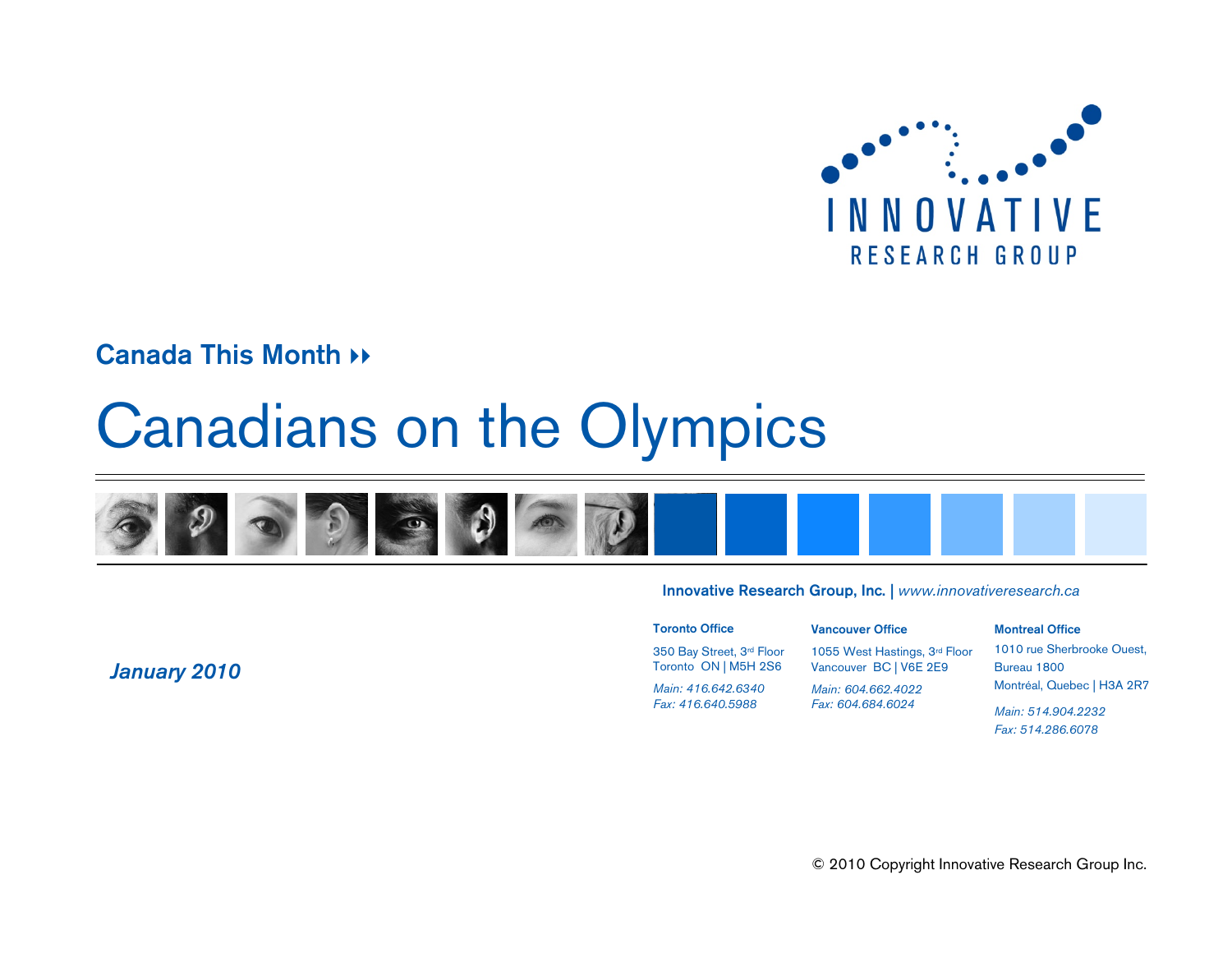INNOVATIVE RESEARCH GROUP

**Canada This Month**

# Canadians on the Olympics

**Innovative Research Group, Inc.** | *www.innovativeresearch.ca*

**Toronto Office**

350 Bay Street, 3rd Floor
Toronto ON | M5H 2S6

*Main: 416.642.6340*
*Fax: 416.640.5988*

**Vancouver Office**

1055 West Hastings, 3rd Floor
Vancouver BC | V6E 2E9

*Main: 604.662.4022*
*Fax: 604.684.6024*

**Montreal Office**

1010 rue Sherbrooke Ouest,
Bureau 1800
Montréal, Quebec | H3A 2R7

*Main: 514.904.2232*
*Fax: 514.286.6078*

***January 2010***

© 2010 Copyright Innovative Research Group Inc.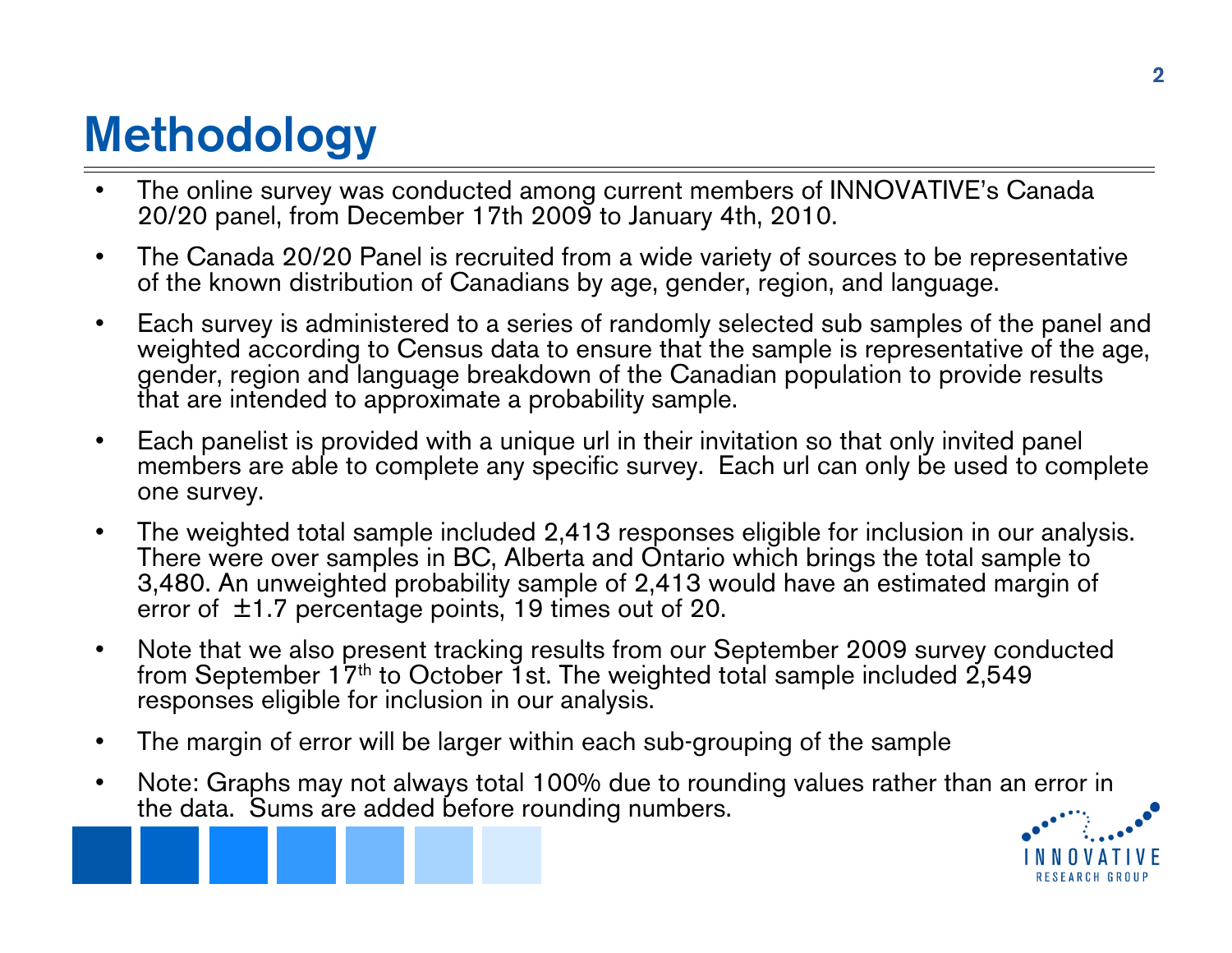# Methodology

- The online survey was conducted among current members of INNOVATIVE's Canada 20/20 panel, from December 17th 2009 to January 4th, 2010.
- The Canada 20/20 Panel is recruited from a wide variety of sources to be representative of the known distribution of Canadians by age, gender, region, and language.
- Each survey is administered to a series of randomly selected sub samples of the panel and weighted according to Census data to ensure that the sample is representative of the age, gender, region and language breakdown of the Canadian population to provide results that are intended to approximate a probability sample.
- Each panelist is provided with a unique url in their invitation so that only invited panel members are able to complete any specific survey. Each url can only be used to complete one survey.
- The weighted total sample included 2,413 responses eligible for inclusion in our analysis. There were over samples in BC, Alberta and Ontario which brings the total sample to 3,480. An unweighted probability sample of 2,413 would have an estimated margin of error of ±1.7 percentage points, 19 times out of 20.
- Note that we also present tracking results from our September 2009 survey conducted from September 17th to October 1st. The weighted total sample included 2,549 responses eligible for inclusion in our analysis.
- The margin of error will be larger within each sub-grouping of the sample
- Note: Graphs may not always total 100% due to rounding values rather than an error in the data. Sums are added before rounding numbers.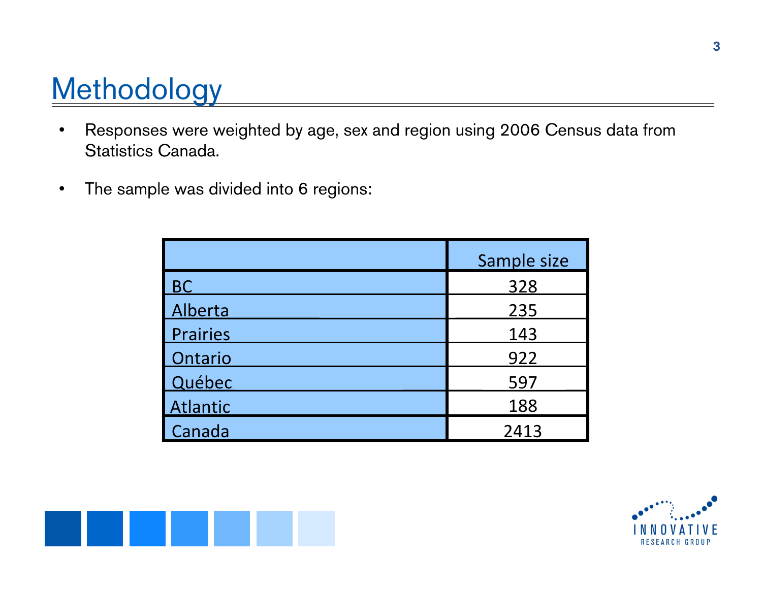# Methodology

- Responses were weighted by age, sex and region using 2006 Census data from Statistics Canada.
- The sample was divided into 6 regions:

| | Sample size |
|---|---|
| BC | 328 |
| Alberta | 235 |
| Prairies | 143 |
| Ontario | 922 |
| Québec | 597 |
| Atlantic | 188 |
| Canada | 2413 |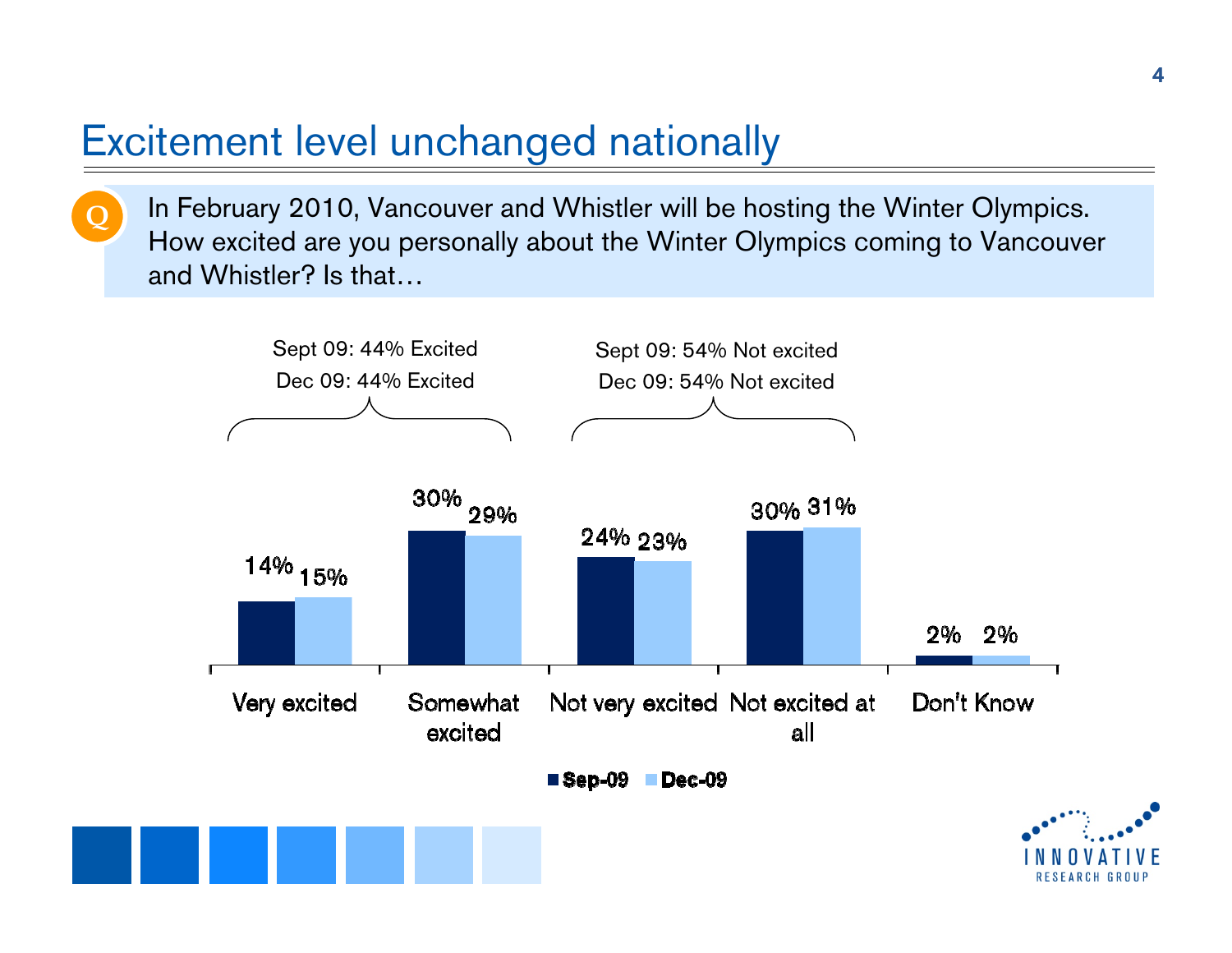# Excitement level unchanged nationally

**Q** In February 2010, Vancouver and Whistler will be hosting the Winter Olympics. How excited are you personally about the Winter Olympics coming to Vancouver and Whistler? Is that…

Sept 09: 44% Excited
Dec 09: 44% Excited

Sept 09: 54% Not excited
Dec 09: 54% Not excited

| | Sep-09 | Dec-09 |
|---|---|---|
| Very excited | 14% | 15% |
| Somewhat excited | 30% | 29% |
| Not very excited | 24% | 23% |
| Not excited at all | 30% | 31% |
| Don't Know | 2% | 2% |

INNOVATIVE RESEARCH GROUP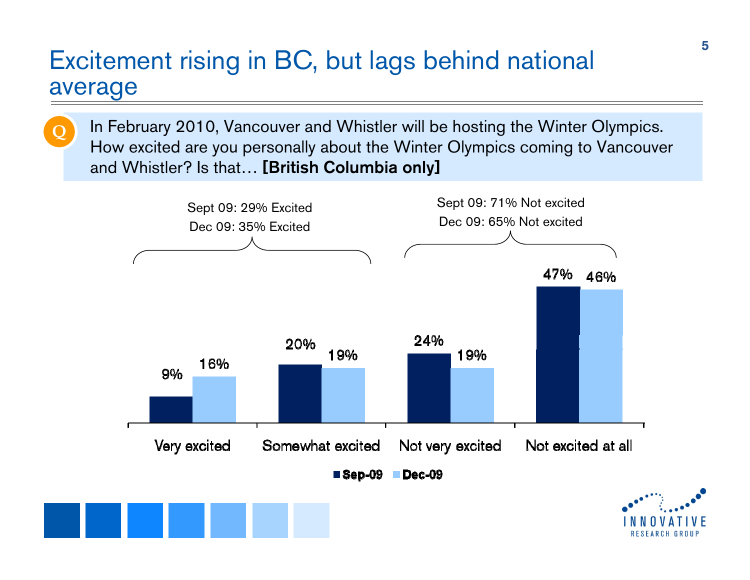# Excitement rising in BC, but lags behind national average

**Q** In February 2010, Vancouver and Whistler will be hosting the Winter Olympics. How excited are you personally about the Winter Olympics coming to Vancouver and Whistler? Is that… **[British Columbia only]**

Sept 09: 29% Excited
Dec 09: 35% Excited

Sept 09: 71% Not excited
Dec 09: 65% Not excited

| | Sep-09 | Dec-09 |
|---|---|---|
| Very excited | 9% | 16% |
| Somewhat excited | 20% | 19% |
| Not very excited | 24% | 19% |
| Not excited at all | 47% | 46% |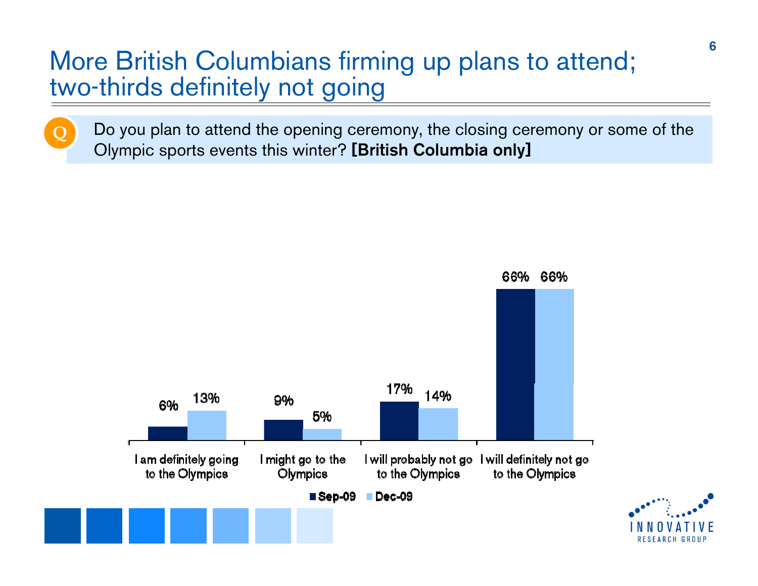# More British Columbians firming up plans to attend; two-thirds definitely not going

**Q** Do you plan to attend the opening ceremony, the closing ceremony or some of the Olympic sports events this winter? **[British Columbia only]**

| | Sep-09 | Dec-09 |
|---|---|---|
| I am definitely going to the Olympics | 6% | 13% |
| I might go to the Olympics | 9% | 5% |
| I will probably not go to the Olympics | 17% | 14% |
| I will definitely not go to the Olympics | 66% | 66% |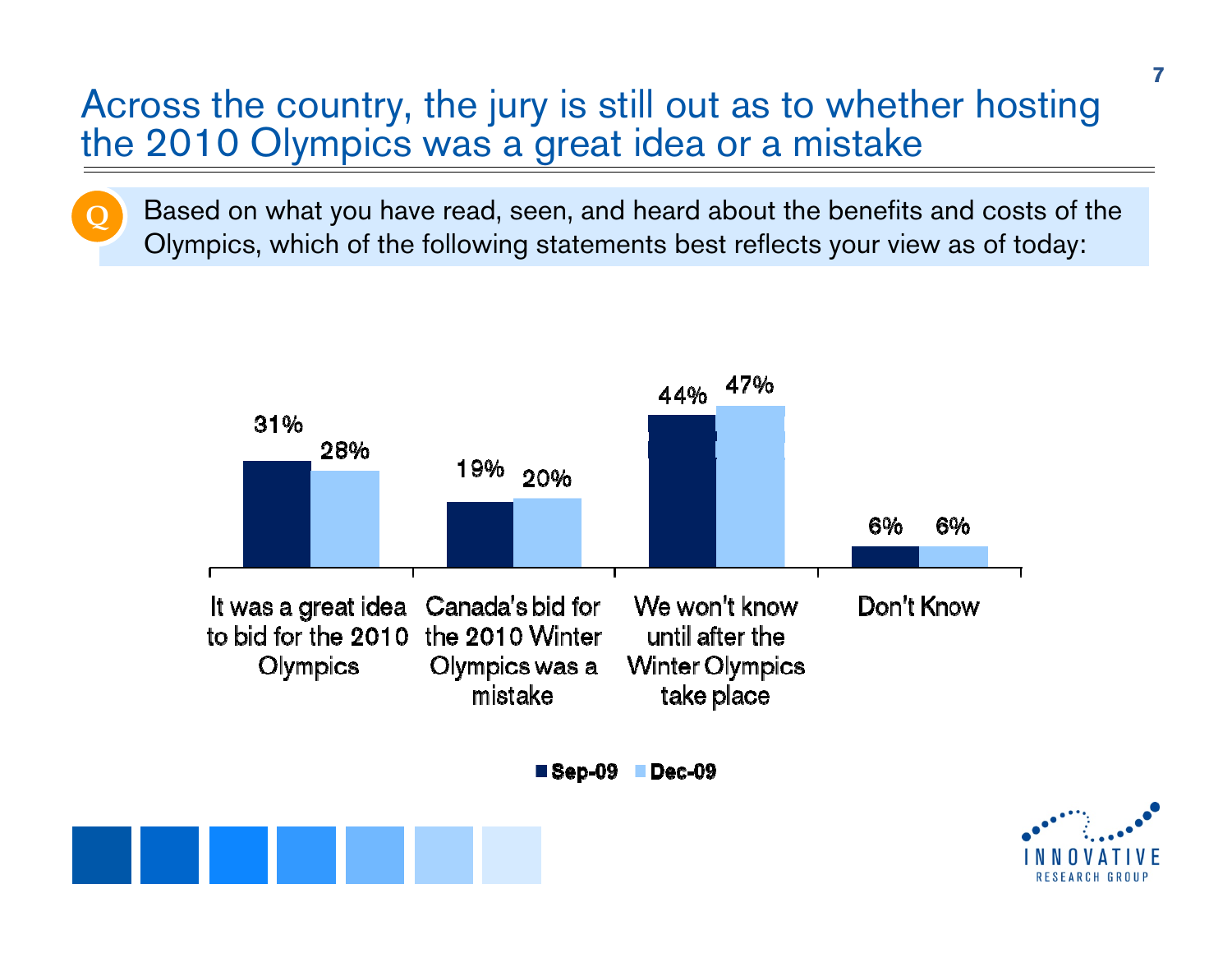# Across the country, the jury is still out as to whether hosting the 2010 Olympics was a great idea or a mistake

**Q** Based on what you have read, seen, and heard about the benefits and costs of the Olympics, which of the following statements best reflects your view as of today:

| | Sep-09 | Dec-09 |
|---|---|---|
| It was a great idea to bid for the 2010 Olympics | 31% | 28% |
| Canada's bid for the 2010 Winter Olympics was a mistake | 19% | 20% |
| We won't know until after the Winter Olympics take place | 44% | 47% |
| Don't Know | 6% | 6% |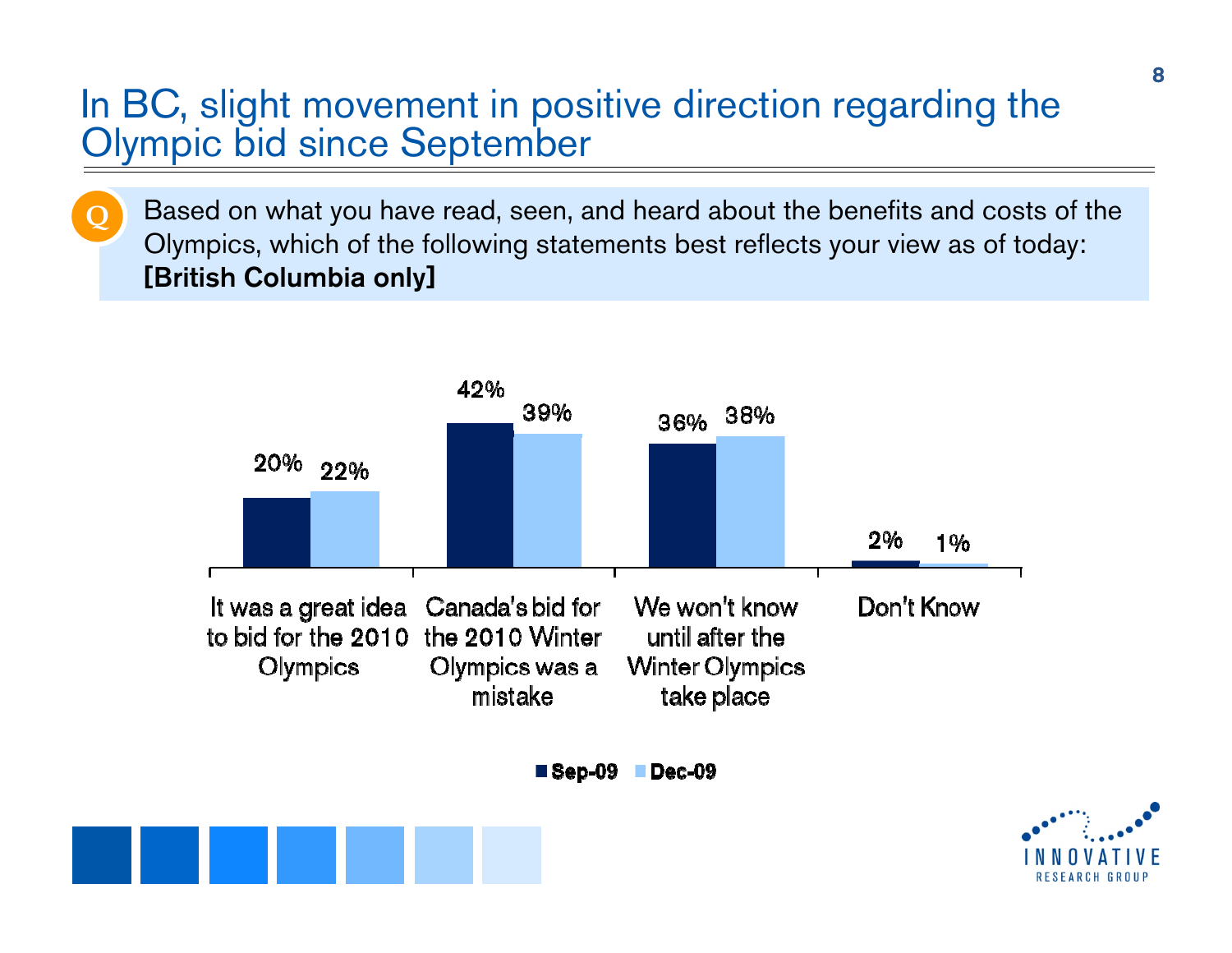# In BC, slight movement in positive direction regarding the Olympic bid since September

Q Based on what you have read, seen, and heard about the benefits and costs of the Olympics, which of the following statements best reflects your view as of today: **[British Columbia only]**

| | Sep-09 | Dec-09 |
|---|---|---|
| It was a great idea to bid for the 2010 Olympics | 20% | 22% |
| Canada's bid for the 2010 Winter Olympics was a mistake | 42% | 39% |
| We won't know until after the Winter Olympics take place | 36% | 38% |
| Don't Know | 2% | 1% |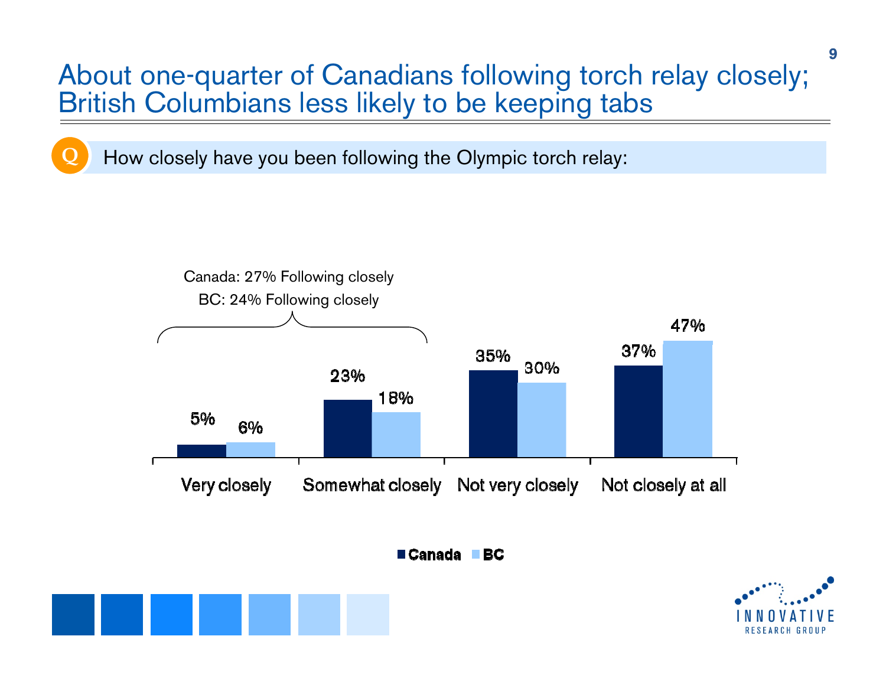# About one-quarter of Canadians following torch relay closely; British Columbians less likely to be keeping tabs

**Q** How closely have you been following the Olympic torch relay:

Canada: 27% Following closely
BC: 24% Following closely

| | Canada | BC |
|---|---|---|
| Very closely | 5% | 6% |
| Somewhat closely | 23% | 18% |
| Not very closely | 35% | 30% |
| Not closely at all | 37% | 47% |

INNOVATIVE RESEARCH GROUP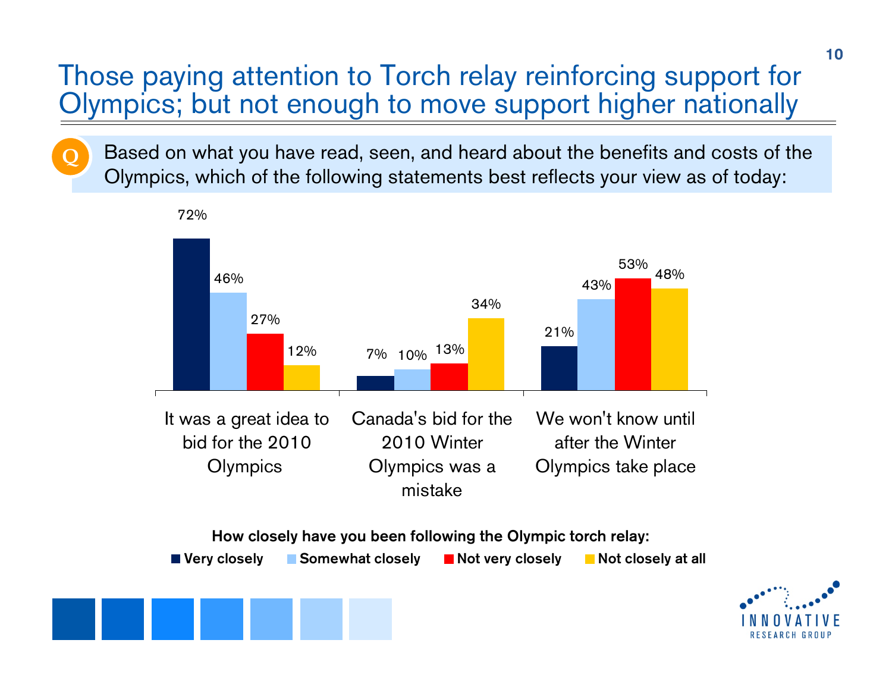# Those paying attention to Torch relay reinforcing support for Olympics; but not enough to move support higher nationally

**Q** Based on what you have read, seen, and heard about the benefits and costs of the Olympics, which of the following statements best reflects your view as of today:

| | Very closely | Somewhat closely | Not very closely | Not closely at all |
|---|---|---|---|---|
| It was a great idea to bid for the 2010 Olympics | 72% | 46% | 27% | 12% |
| Canada's bid for the 2010 Winter Olympics was a mistake | 7% | 10% | 13% | 34% |
| We won't know until after the Winter Olympics take place | 21% | 43% | 53% | 48% |

**How closely have you been following the Olympic torch relay:**

**Very closely** | **Somewhat closely** | **Not very closely** | **Not closely at all**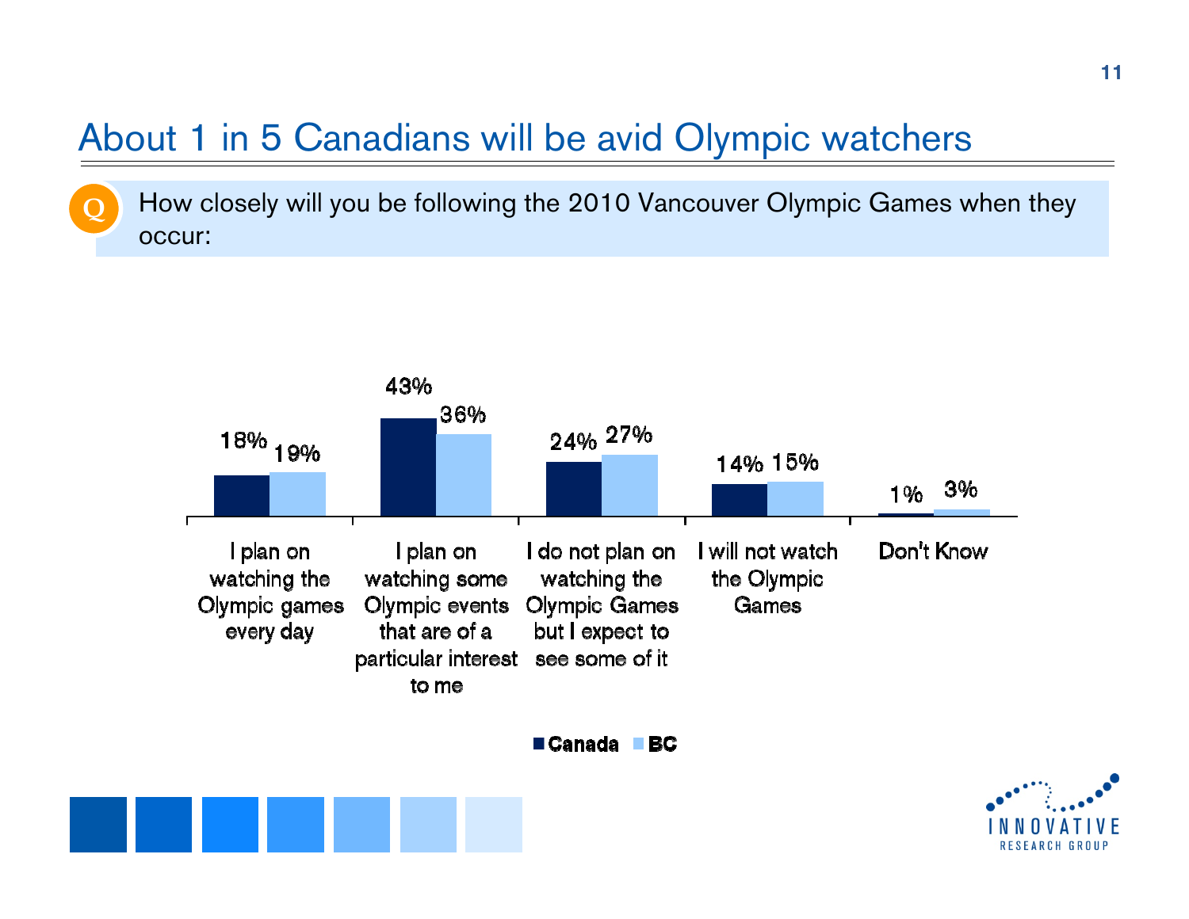# About 1 in 5 Canadians will be avid Olympic watchers

Q How closely will you be following the 2010 Vancouver Olympic Games when they occur:

18% 19%
43% 36%
24% 27%
14% 15%
1% 3%

I plan on watching the Olympic games every day

I plan on watching some Olympic events that are of a particular interest to me

I do not plan on watching the Olympic Games but I expect to see some of it

I will not watch the Olympic Games

Don't Know

Canada BC

INNOVATIVE RESEARCH GROUP